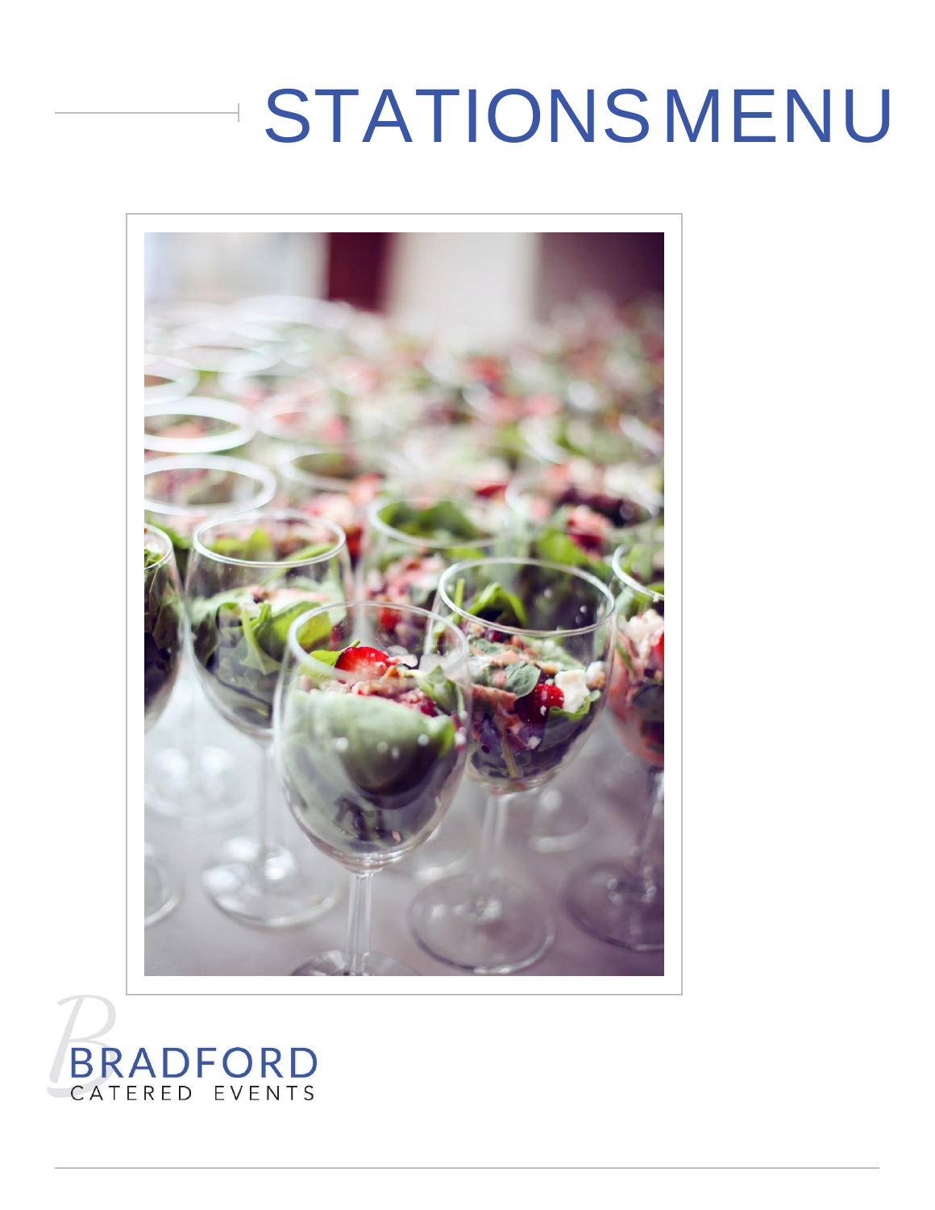# STATIONS MENU

BRADFORD
CATERED EVENTS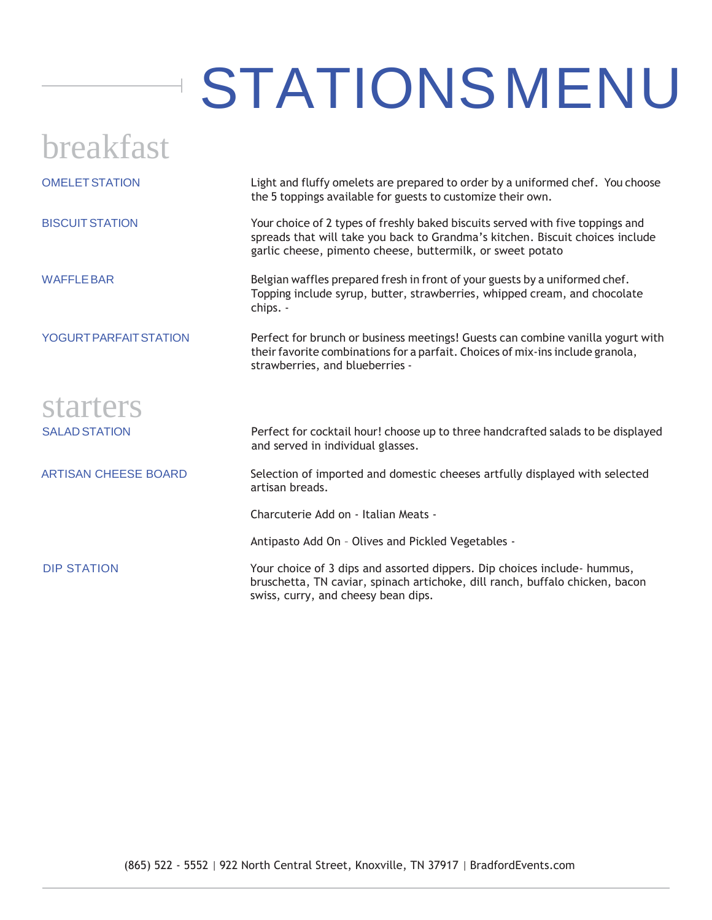# STATIONS MENU

## breakfast

**OMELET STATION**

Light and fluffy omelets are prepared to order by a uniformed chef. You choose the 5 toppings available for guests to customize their own.

**BISCUIT STATION**

Your choice of 2 types of freshly baked biscuits served with five toppings and spreads that will take you back to Grandma's kitchen. Biscuit choices include garlic cheese, pimento cheese, buttermilk, or sweet potato

**WAFFLE BAR**

Belgian waffles prepared fresh in front of your guests by a uniformed chef. Topping include syrup, butter, strawberries, whipped cream, and chocolate chips. -

**YOGURT PARFAIT STATION**

Perfect for brunch or business meetings! Guests can combine vanilla yogurt with their favorite combinations for a parfait. Choices of mix-ins include granola, strawberries, and blueberries -

## starters

**SALAD STATION**

Perfect for cocktail hour! choose up to three handcrafted salads to be displayed and served in individual glasses.

**ARTISAN CHEESE BOARD**

Selection of imported and domestic cheeses artfully displayed with selected artisan breads.

Charcuterie Add on - Italian Meats -

Antipasto Add On – Olives and Pickled Vegetables -

**DIP STATION**

Your choice of 3 dips and assorted dippers. Dip choices include- hummus, bruschetta, TN caviar, spinach artichoke, dill ranch, buffalo chicken, bacon swiss, curry, and cheesy bean dips.

(865) 522 - 5552 | 922 North Central Street, Knoxville, TN 37917 | BradfordEvents.com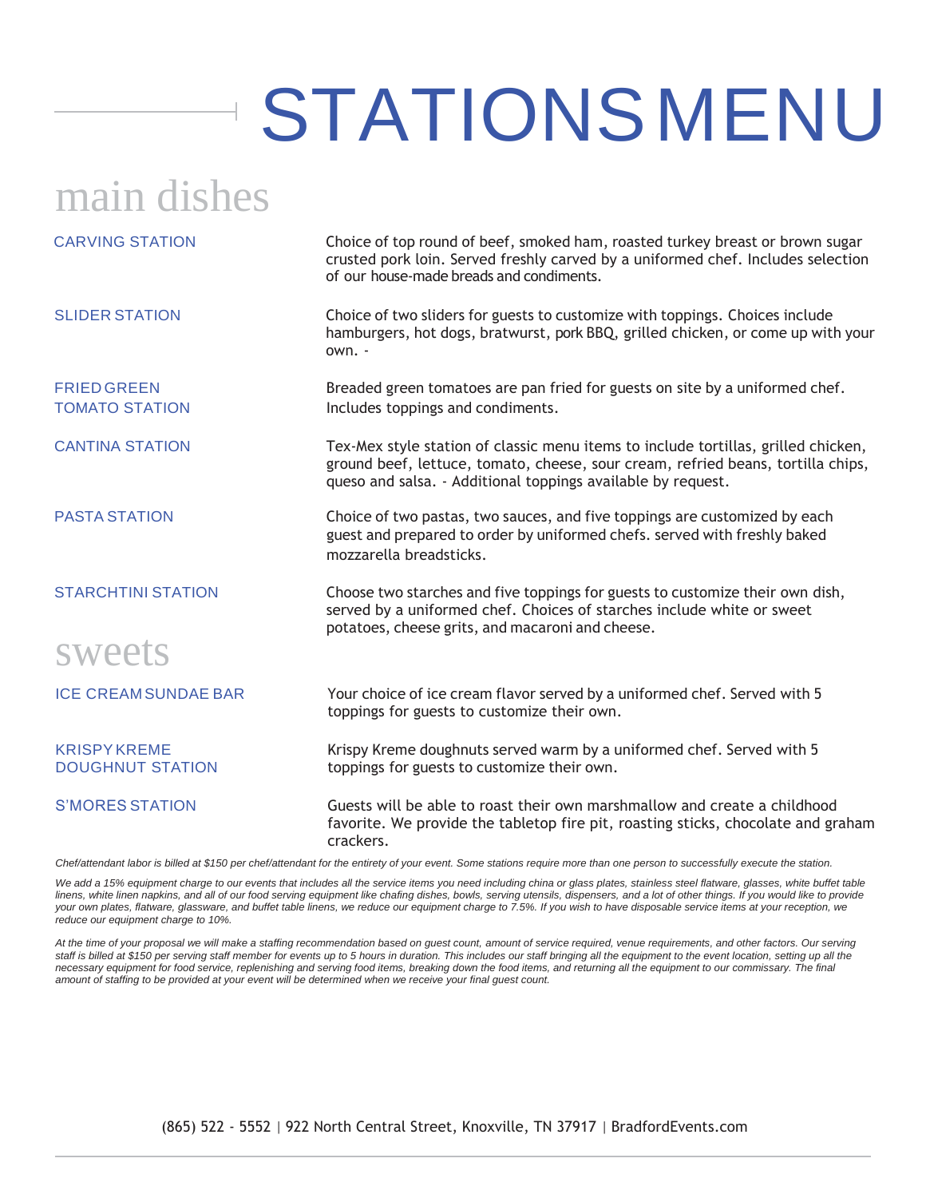# STATIONS MENU

## main dishes

**CARVING STATION**

Choice of top round of beef, smoked ham, roasted turkey breast or brown sugar crusted pork loin. Served freshly carved by a uniformed chef. Includes selection of our house-made breads and condiments.

**SLIDER STATION**

Choice of two sliders for guests to customize with toppings. Choices include hamburgers, hot dogs, bratwurst, pork BBQ, grilled chicken, or come up with your own. -

**FRIED GREEN TOMATO STATION**

Breaded green tomatoes are pan fried for guests on site by a uniformed chef. Includes toppings and condiments.

**CANTINA STATION**

Tex-Mex style station of classic menu items to include tortillas, grilled chicken, ground beef, lettuce, tomato, cheese, sour cream, refried beans, tortilla chips, queso and salsa. - Additional toppings available by request.

**PASTA STATION**

Choice of two pastas, two sauces, and five toppings are customized by each guest and prepared to order by uniformed chefs. served with freshly baked mozzarella breadsticks.

**STARCHTINI STATION**

Choose two starches and five toppings for guests to customize their own dish, served by a uniformed chef. Choices of starches include white or sweet potatoes, cheese grits, and macaroni and cheese.

## sweets

**ICE CREAM SUNDAE BAR**

Your choice of ice cream flavor served by a uniformed chef. Served with 5 toppings for guests to customize their own.

**KRISPY KREME DOUGHNUT STATION**

Krispy Kreme doughnuts served warm by a uniformed chef. Served with 5 toppings for guests to customize their own.

**S'MORES STATION**

Guests will be able to roast their own marshmallow and create a childhood favorite. We provide the tabletop fire pit, roasting sticks, chocolate and graham crackers.

*Chef/attendant labor is billed at $150 per chef/attendant for the entirety of your event. Some stations require more than one person to successfully execute the station.*

*We add a 15% equipment charge to our events that includes all the service items you need including china or glass plates, stainless steel flatware, glasses, white buffet table linens, white linen napkins, and all of our food serving equipment like chafing dishes, bowls, serving utensils, dispensers, and a lot of other things. If you would like to provide your own plates, flatware, glassware, and buffet table linens, we reduce our equipment charge to 7.5%. If you wish to have disposable service items at your reception, we reduce our equipment charge to 10%.*

*At the time of your proposal we will make a staffing recommendation based on guest count, amount of service required, venue requirements, and other factors. Our serving staff is billed at $150 per serving staff member for events up to 5 hours in duration. This includes our staff bringing all the equipment to the event location, setting up all the necessary equipment for food service, replenishing and serving food items, breaking down the food items, and returning all the equipment to our commissary. The final amount of staffing to be provided at your event will be determined when we receive your final guest count.*

(865) 522 - 5552 | 922 North Central Street, Knoxville, TN 37917 | BradfordEvents.com